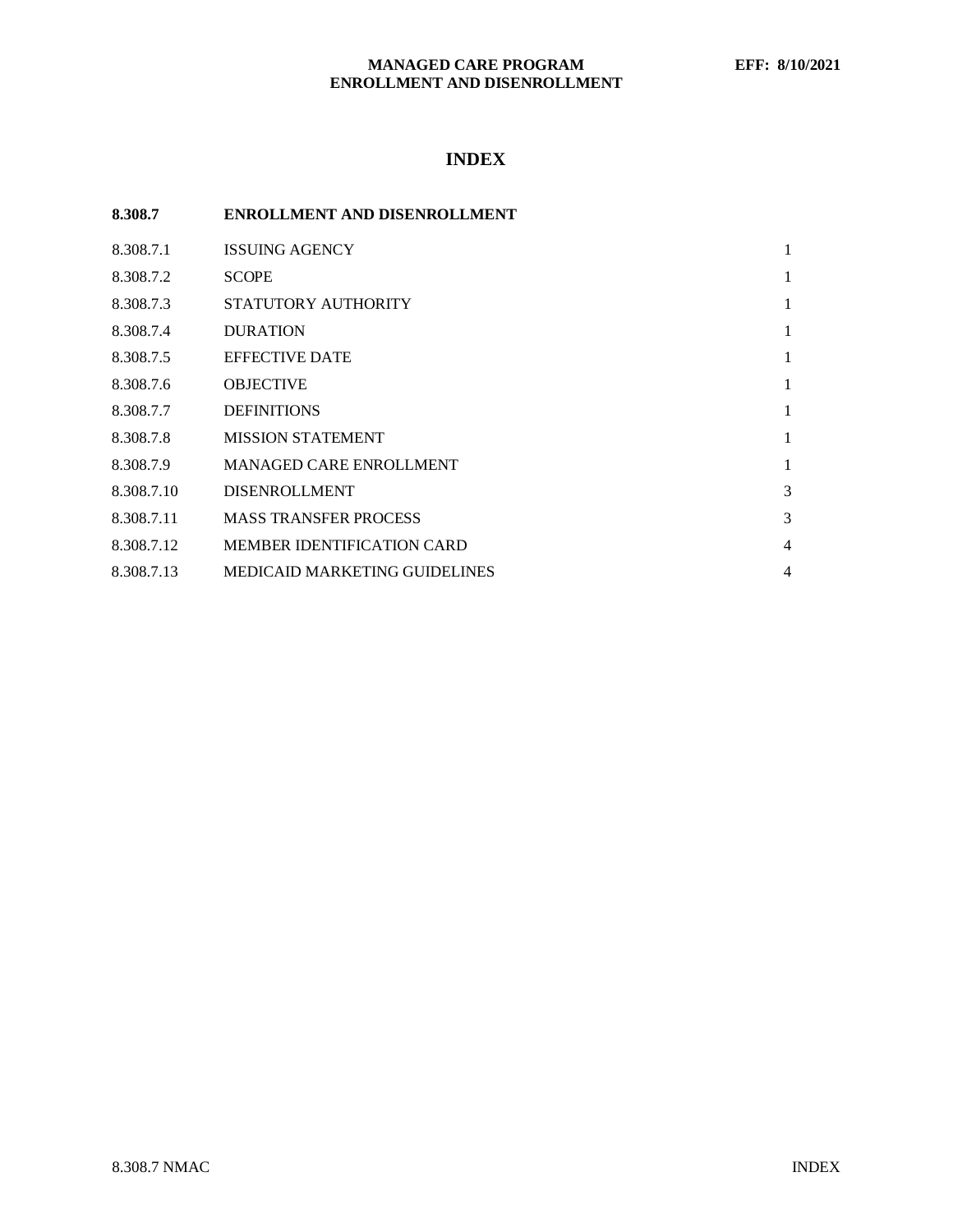# INDEX

| 8.308.7 | ENROLLMENT AND DISENROLLMENT | |
|---|---|---|
| 8.308.7.1 | ISSUING AGENCY | 1 |
| 8.308.7.2 | SCOPE | 1 |
| 8.308.7.3 | STATUTORY AUTHORITY | 1 |
| 8.308.7.4 | DURATION | 1 |
| 8.308.7.5 | EFFECTIVE DATE | 1 |
| 8.308.7.6 | OBJECTIVE | 1 |
| 8.308.7.7 | DEFINITIONS | 1 |
| 8.308.7.8 | MISSION STATEMENT | 1 |
| 8.308.7.9 | MANAGED CARE ENROLLMENT | 1 |
| 8.308.7.10 | DISENROLLMENT | 3 |
| 8.308.7.11 | MASS TRANSFER PROCESS | 3 |
| 8.308.7.12 | MEMBER IDENTIFICATION CARD | 4 |
| 8.308.7.13 | MEDICAID MARKETING GUIDELINES | 4 |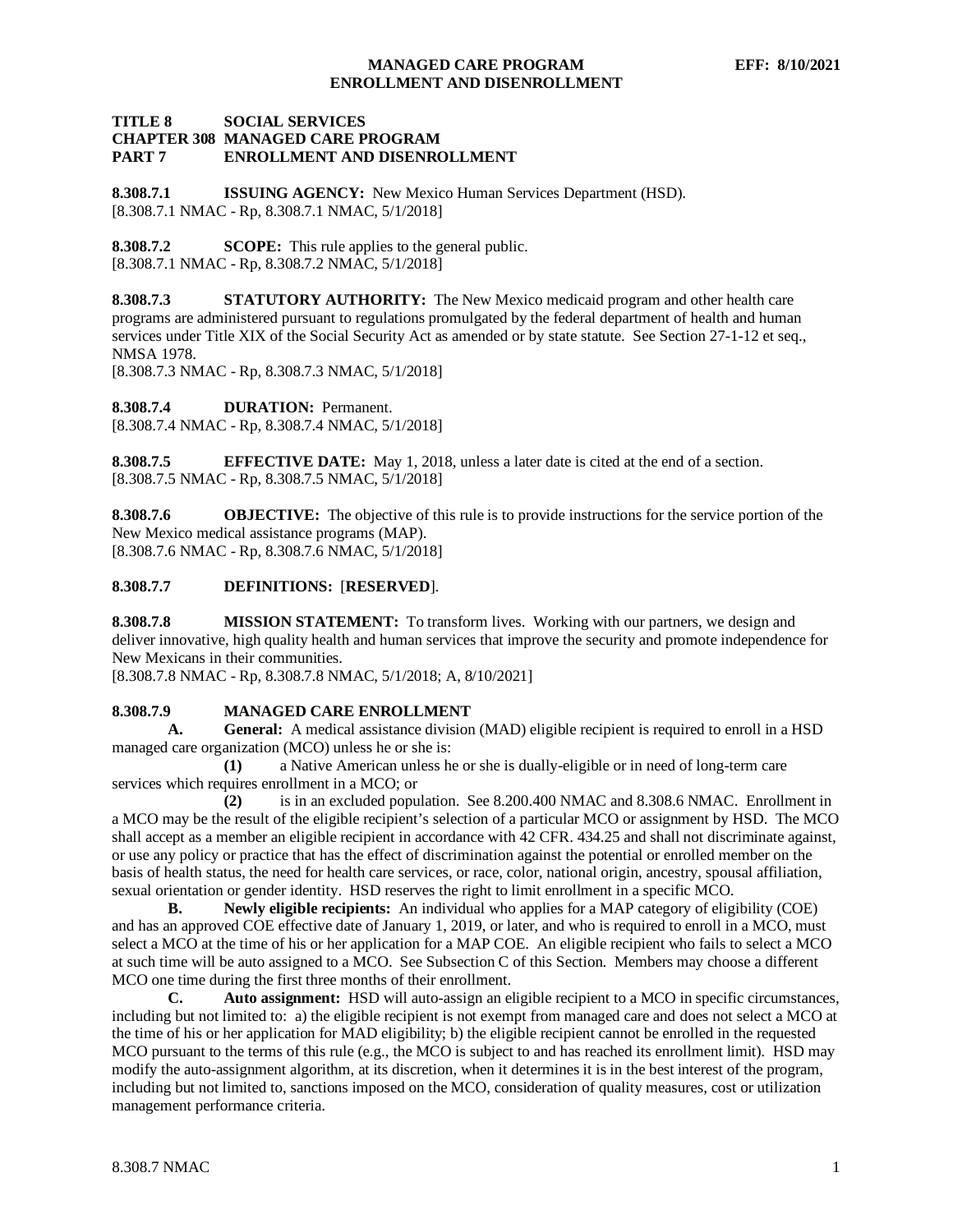# TITLE 8 SOCIAL SERVICES
# CHAPTER 308 MANAGED CARE PROGRAM
# PART 7 ENROLLMENT AND DISENROLLMENT

**8.308.7.1 ISSUING AGENCY:** New Mexico Human Services Department (HSD).
[8.308.7.1 NMAC - Rp, 8.308.7.1 NMAC, 5/1/2018]

**8.308.7.2 SCOPE:** This rule applies to the general public.
[8.308.7.1 NMAC - Rp, 8.308.7.2 NMAC, 5/1/2018]

**8.308.7.3 STATUTORY AUTHORITY:** The New Mexico medicaid program and other health care programs are administered pursuant to regulations promulgated by the federal department of health and human services under Title XIX of the Social Security Act as amended or by state statute. See Section 27-1-12 et seq., NMSA 1978.
[8.308.7.3 NMAC - Rp, 8.308.7.3 NMAC, 5/1/2018]

**8.308.7.4 DURATION:** Permanent.
[8.308.7.4 NMAC - Rp, 8.308.7.4 NMAC, 5/1/2018]

**8.308.7.5 EFFECTIVE DATE:** May 1, 2018, unless a later date is cited at the end of a section.
[8.308.7.5 NMAC - Rp, 8.308.7.5 NMAC, 5/1/2018]

**8.308.7.6 OBJECTIVE:** The objective of this rule is to provide instructions for the service portion of the New Mexico medical assistance programs (MAP).
[8.308.7.6 NMAC - Rp, 8.308.7.6 NMAC, 5/1/2018]

**8.308.7.7 DEFINITIONS:** [**RESERVED**].

**8.308.7.8 MISSION STATEMENT:** To transform lives. Working with our partners, we design and deliver innovative, high quality health and human services that improve the security and promote independence for New Mexicans in their communities.
[8.308.7.8 NMAC - Rp, 8.308.7.8 NMAC, 5/1/2018; A, 8/10/2021]

**8.308.7.9 MANAGED CARE ENROLLMENT**

**A. General:** A medical assistance division (MAD) eligible recipient is required to enroll in a HSD managed care organization (MCO) unless he or she is:

**(1)** a Native American unless he or she is dually-eligible or in need of long-term care services which requires enrollment in a MCO; or

**(2)** is in an excluded population. See 8.200.400 NMAC and 8.308.6 NMAC. Enrollment in a MCO may be the result of the eligible recipient's selection of a particular MCO or assignment by HSD. The MCO shall accept as a member an eligible recipient in accordance with 42 CFR. 434.25 and shall not discriminate against, or use any policy or practice that has the effect of discrimination against the potential or enrolled member on the basis of health status, the need for health care services, or race, color, national origin, ancestry, spousal affiliation, sexual orientation or gender identity. HSD reserves the right to limit enrollment in a specific MCO.

**B. Newly eligible recipients:** An individual who applies for a MAP category of eligibility (COE) and has an approved COE effective date of January 1, 2019, or later, and who is required to enroll in a MCO, must select a MCO at the time of his or her application for a MAP COE. An eligible recipient who fails to select a MCO at such time will be auto assigned to a MCO. See Subsection C of this Section. Members may choose a different MCO one time during the first three months of their enrollment.

**C. Auto assignment:** HSD will auto-assign an eligible recipient to a MCO in specific circumstances, including but not limited to: a) the eligible recipient is not exempt from managed care and does not select a MCO at the time of his or her application for MAD eligibility; b) the eligible recipient cannot be enrolled in the requested MCO pursuant to the terms of this rule (e.g., the MCO is subject to and has reached its enrollment limit). HSD may modify the auto-assignment algorithm, at its discretion, when it determines it is in the best interest of the program, including but not limited to, sanctions imposed on the MCO, consideration of quality measures, cost or utilization management performance criteria.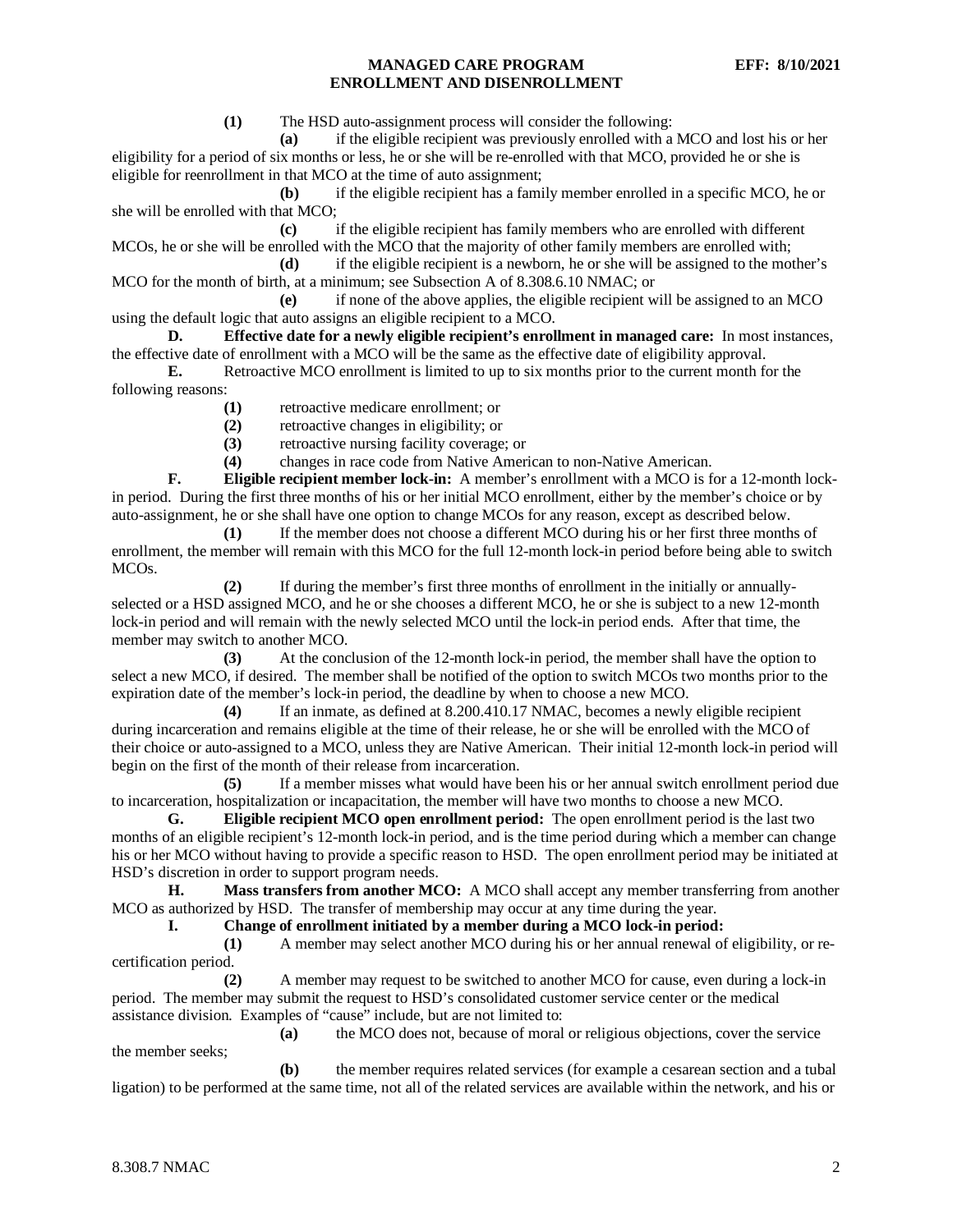**(1)** The HSD auto-assignment process will consider the following:

**(a)** if the eligible recipient was previously enrolled with a MCO and lost his or her eligibility for a period of six months or less, he or she will be re-enrolled with that MCO, provided he or she is eligible for reenrollment in that MCO at the time of auto assignment;

**(b)** if the eligible recipient has a family member enrolled in a specific MCO, he or she will be enrolled with that MCO;

**(c)** if the eligible recipient has family members who are enrolled with different MCOs, he or she will be enrolled with the MCO that the majority of other family members are enrolled with;

**(d)** if the eligible recipient is a newborn, he or she will be assigned to the mother's MCO for the month of birth, at a minimum; see Subsection A of 8.308.6.10 NMAC; or

**(e)** if none of the above applies, the eligible recipient will be assigned to an MCO using the default logic that auto assigns an eligible recipient to a MCO.

**D. Effective date for a newly eligible recipient's enrollment in managed care:** In most instances, the effective date of enrollment with a MCO will be the same as the effective date of eligibility approval.

**E.** Retroactive MCO enrollment is limited to up to six months prior to the current month for the following reasons:

**(1)** retroactive medicare enrollment; or

**(2)** retroactive changes in eligibility; or

**(3)** retroactive nursing facility coverage; or

**(4)** changes in race code from Native American to non-Native American.

**F. Eligible recipient member lock-in:** A member's enrollment with a MCO is for a 12-month lock-in period. During the first three months of his or her initial MCO enrollment, either by the member's choice or by auto-assignment, he or she shall have one option to change MCOs for any reason, except as described below.

**(1)** If the member does not choose a different MCO during his or her first three months of enrollment, the member will remain with this MCO for the full 12-month lock-in period before being able to switch MCOs.

**(2)** If during the member's first three months of enrollment in the initially or annually-selected or a HSD assigned MCO, and he or she chooses a different MCO, he or she is subject to a new 12-month lock-in period and will remain with the newly selected MCO until the lock-in period ends. After that time, the member may switch to another MCO.

**(3)** At the conclusion of the 12-month lock-in period, the member shall have the option to select a new MCO, if desired. The member shall be notified of the option to switch MCOs two months prior to the expiration date of the member's lock-in period, the deadline by when to choose a new MCO.

**(4)** If an inmate, as defined at 8.200.410.17 NMAC, becomes a newly eligible recipient during incarceration and remains eligible at the time of their release, he or she will be enrolled with the MCO of their choice or auto-assigned to a MCO, unless they are Native American. Their initial 12-month lock-in period will begin on the first of the month of their release from incarceration.

**(5)** If a member misses what would have been his or her annual switch enrollment period due to incarceration, hospitalization or incapacitation, the member will have two months to choose a new MCO.

**G. Eligible recipient MCO open enrollment period:** The open enrollment period is the last two months of an eligible recipient's 12-month lock-in period, and is the time period during which a member can change his or her MCO without having to provide a specific reason to HSD. The open enrollment period may be initiated at HSD's discretion in order to support program needs.

**H. Mass transfers from another MCO:** A MCO shall accept any member transferring from another MCO as authorized by HSD. The transfer of membership may occur at any time during the year.

**I. Change of enrollment initiated by a member during a MCO lock-in period:**

**(1)** A member may select another MCO during his or her annual renewal of eligibility, or re-certification period.

**(2)** A member may request to be switched to another MCO for cause, even during a lock-in period. The member may submit the request to HSD's consolidated customer service center or the medical assistance division. Examples of "cause" include, but are not limited to:

**(a)** the MCO does not, because of moral or religious objections, cover the service the member seeks;

**(b)** the member requires related services (for example a cesarean section and a tubal ligation) to be performed at the same time, not all of the related services are available within the network, and his or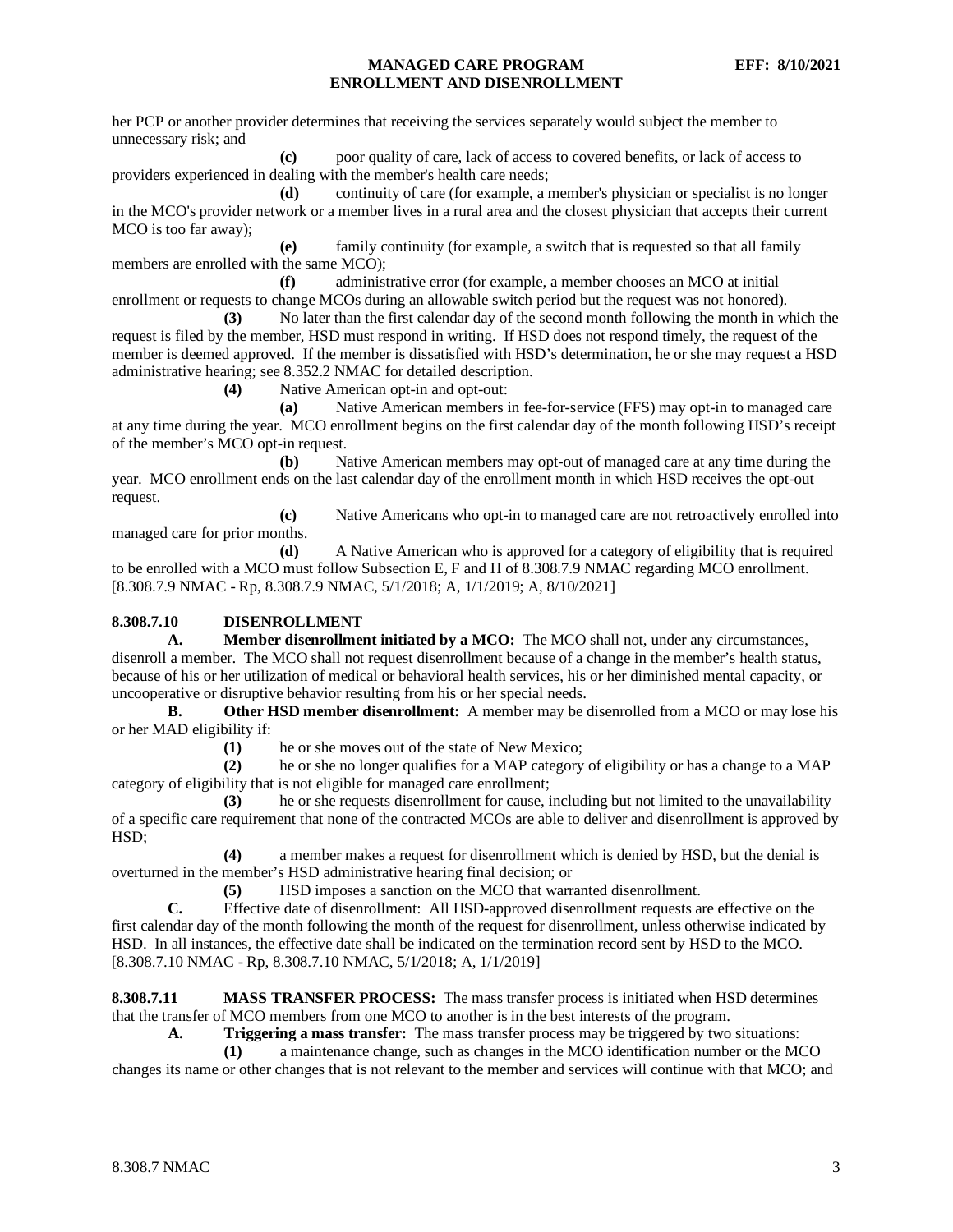her PCP or another provider determines that receiving the services separately would subject the member to unnecessary risk; and

**(c)** poor quality of care, lack of access to covered benefits, or lack of access to providers experienced in dealing with the member's health care needs;

**(d)** continuity of care (for example, a member's physician or specialist is no longer in the MCO's provider network or a member lives in a rural area and the closest physician that accepts their current MCO is too far away);

**(e)** family continuity (for example, a switch that is requested so that all family members are enrolled with the same MCO);

**(f)** administrative error (for example, a member chooses an MCO at initial enrollment or requests to change MCOs during an allowable switch period but the request was not honored).

**(3)** No later than the first calendar day of the second month following the month in which the request is filed by the member, HSD must respond in writing. If HSD does not respond timely, the request of the member is deemed approved. If the member is dissatisfied with HSD's determination, he or she may request a HSD administrative hearing; see 8.352.2 NMAC for detailed description.

**(4)** Native American opt-in and opt-out:

**(a)** Native American members in fee-for-service (FFS) may opt-in to managed care at any time during the year. MCO enrollment begins on the first calendar day of the month following HSD's receipt of the member's MCO opt-in request.

**(b)** Native American members may opt-out of managed care at any time during the year. MCO enrollment ends on the last calendar day of the enrollment month in which HSD receives the opt-out request.

**(c)** Native Americans who opt-in to managed care are not retroactively enrolled into managed care for prior months.

**(d)** A Native American who is approved for a category of eligibility that is required to be enrolled with a MCO must follow Subsection E, F and H of 8.308.7.9 NMAC regarding MCO enrollment.

[8.308.7.9 NMAC - Rp, 8.308.7.9 NMAC, 5/1/2018; A, 1/1/2019; A, 8/10/2021]

## 8.308.7.10 DISENROLLMENT

**A. Member disenrollment initiated by a MCO:** The MCO shall not, under any circumstances, disenroll a member. The MCO shall not request disenrollment because of a change in the member's health status, because of his or her utilization of medical or behavioral health services, his or her diminished mental capacity, or uncooperative or disruptive behavior resulting from his or her special needs.

**B. Other HSD member disenrollment:** A member may be disenrolled from a MCO or may lose his or her MAD eligibility if:

**(1)** he or she moves out of the state of New Mexico;

**(2)** he or she no longer qualifies for a MAP category of eligibility or has a change to a MAP category of eligibility that is not eligible for managed care enrollment;

**(3)** he or she requests disenrollment for cause, including but not limited to the unavailability of a specific care requirement that none of the contracted MCOs are able to deliver and disenrollment is approved by HSD;

**(4)** a member makes a request for disenrollment which is denied by HSD, but the denial is overturned in the member's HSD administrative hearing final decision; or

**(5)** HSD imposes a sanction on the MCO that warranted disenrollment.

**C.** Effective date of disenrollment: All HSD-approved disenrollment requests are effective on the first calendar day of the month following the month of the request for disenrollment, unless otherwise indicated by HSD. In all instances, the effective date shall be indicated on the termination record sent by HSD to the MCO.

[8.308.7.10 NMAC - Rp, 8.308.7.10 NMAC, 5/1/2018; A, 1/1/2019]

## 8.308.7.11 MASS TRANSFER PROCESS:

The mass transfer process is initiated when HSD determines that the transfer of MCO members from one MCO to another is in the best interests of the program.

**A. Triggering a mass transfer:** The mass transfer process may be triggered by two situations:

**(1)** a maintenance change, such as changes in the MCO identification number or the MCO changes its name or other changes that is not relevant to the member and services will continue with that MCO; and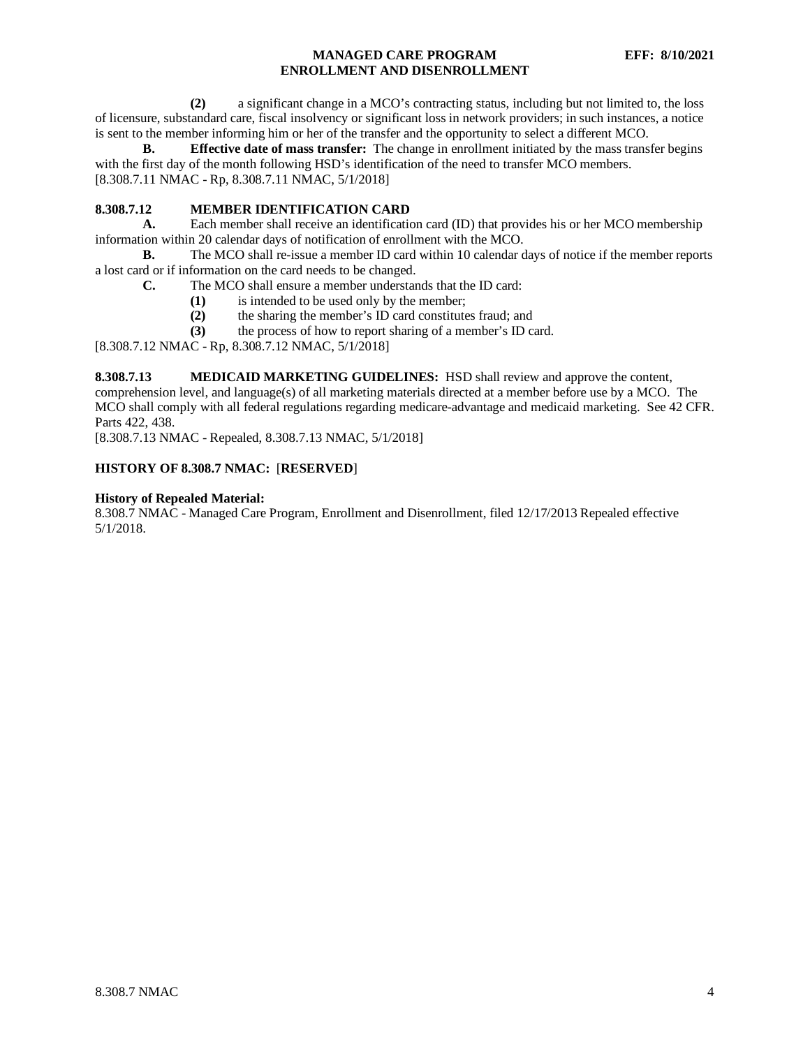**(2)** a significant change in a MCO's contracting status, including but not limited to, the loss of licensure, substandard care, fiscal insolvency or significant loss in network providers; in such instances, a notice is sent to the member informing him or her of the transfer and the opportunity to select a different MCO.

**B. Effective date of mass transfer:** The change in enrollment initiated by the mass transfer begins with the first day of the month following HSD's identification of the need to transfer MCO members.
[8.308.7.11 NMAC - Rp, 8.308.7.11 NMAC, 5/1/2018]

**8.308.7.12 MEMBER IDENTIFICATION CARD**

**A.** Each member shall receive an identification card (ID) that provides his or her MCO membership information within 20 calendar days of notification of enrollment with the MCO.

**B.** The MCO shall re-issue a member ID card within 10 calendar days of notice if the member reports a lost card or if information on the card needs to be changed.

**C.** The MCO shall ensure a member understands that the ID card:

**(1)** is intended to be used only by the member;

**(2)** the sharing the member's ID card constitutes fraud; and

**(3)** the process of how to report sharing of a member's ID card.

[8.308.7.12 NMAC - Rp, 8.308.7.12 NMAC, 5/1/2018]

**8.308.7.13 MEDICAID MARKETING GUIDELINES:** HSD shall review and approve the content, comprehension level, and language(s) of all marketing materials directed at a member before use by a MCO. The MCO shall comply with all federal regulations regarding medicare-advantage and medicaid marketing. See 42 CFR. Parts 422, 438.
[8.308.7.13 NMAC - Repealed, 8.308.7.13 NMAC, 5/1/2018]

**HISTORY OF 8.308.7 NMAC:** [**RESERVED**]

**History of Repealed Material:**
8.308.7 NMAC - Managed Care Program, Enrollment and Disenrollment, filed 12/17/2013 Repealed effective 5/1/2018.